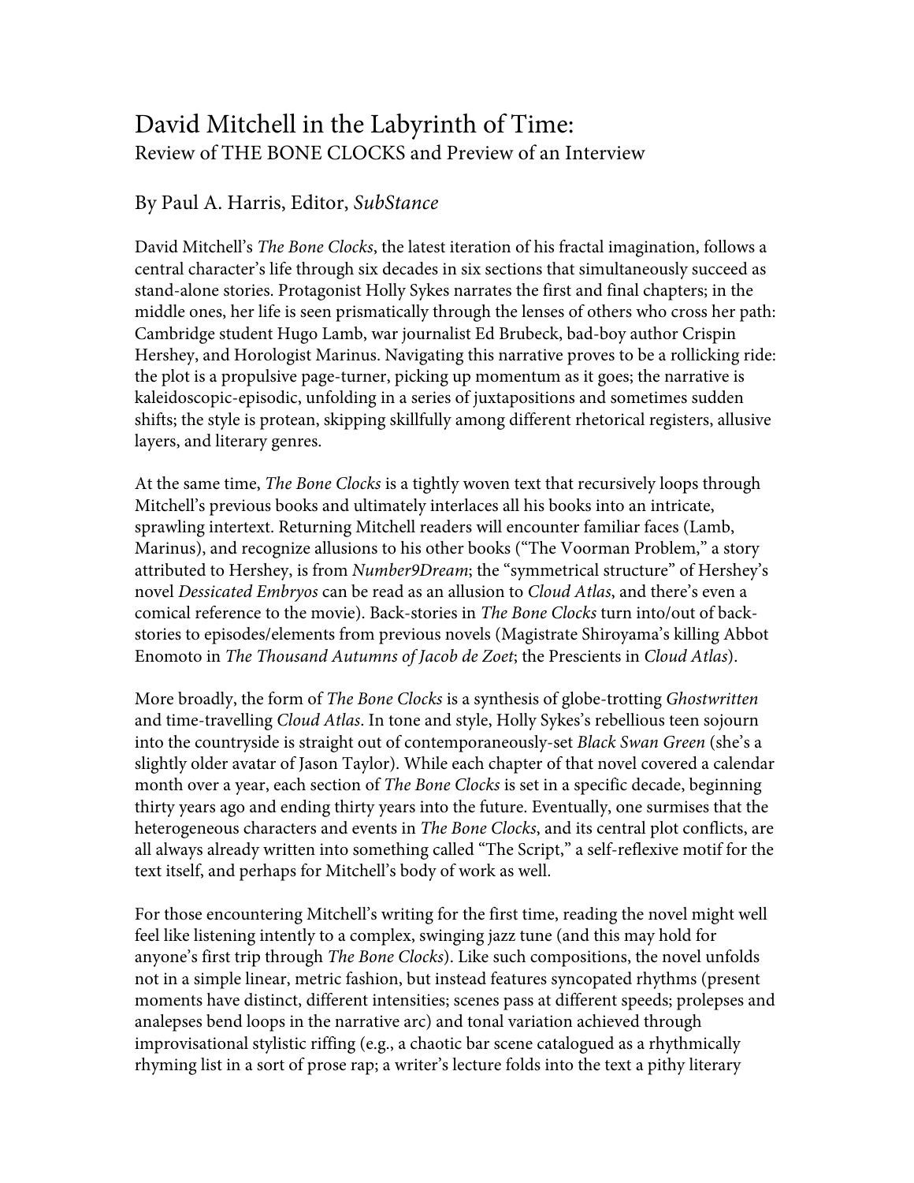# David Mitchell in the Labyrinth of Time:
## Review of THE BONE CLOCKS and Preview of an Interview

By Paul A. Harris, Editor, *SubStance*

David Mitchell's *The Bone Clocks*, the latest iteration of his fractal imagination, follows a central character's life through six decades in six sections that simultaneously succeed as stand-alone stories. Protagonist Holly Sykes narrates the first and final chapters; in the middle ones, her life is seen prismatically through the lenses of others who cross her path: Cambridge student Hugo Lamb, war journalist Ed Brubeck, bad-boy author Crispin Hershey, and Horologist Marinus. Navigating this narrative proves to be a rollicking ride: the plot is a propulsive page-turner, picking up momentum as it goes; the narrative is kaleidoscopic-episodic, unfolding in a series of juxtapositions and sometimes sudden shifts; the style is protean, skipping skillfully among different rhetorical registers, allusive layers, and literary genres.

At the same time, *The Bone Clocks* is a tightly woven text that recursively loops through Mitchell's previous books and ultimately interlaces all his books into an intricate, sprawling intertext. Returning Mitchell readers will encounter familiar faces (Lamb, Marinus), and recognize allusions to his other books ("The Voorman Problem," a story attributed to Hershey, is from *Number9Dream*; the "symmetrical structure" of Hershey's novel *Dessicated Embryos* can be read as an allusion to *Cloud Atlas*, and there's even a comical reference to the movie). Back-stories in *The Bone Clocks* turn into/out of back-stories to episodes/elements from previous novels (Magistrate Shiroyama's killing Abbot Enomoto in *The Thousand Autumns of Jacob de Zoet*; the Prescients in *Cloud Atlas*).

More broadly, the form of *The Bone Clocks* is a synthesis of globe-trotting *Ghostwritten* and time-travelling *Cloud Atlas*. In tone and style, Holly Sykes's rebellious teen sojourn into the countryside is straight out of contemporaneously-set *Black Swan Green* (she's a slightly older avatar of Jason Taylor). While each chapter of that novel covered a calendar month over a year, each section of *The Bone Clocks* is set in a specific decade, beginning thirty years ago and ending thirty years into the future. Eventually, one surmises that the heterogeneous characters and events in *The Bone Clocks*, and its central plot conflicts, are all always already written into something called "The Script," a self-reflexive motif for the text itself, and perhaps for Mitchell's body of work as well.

For those encountering Mitchell's writing for the first time, reading the novel might well feel like listening intently to a complex, swinging jazz tune (and this may hold for anyone's first trip through *The Bone Clocks*). Like such compositions, the novel unfolds not in a simple linear, metric fashion, but instead features syncopated rhythms (present moments have distinct, different intensities; scenes pass at different speeds; prolepses and analepses bend loops in the narrative arc) and tonal variation achieved through improvisational stylistic riffing (e.g., a chaotic bar scene catalogued as a rhythmically rhyming list in a sort of prose rap; a writer's lecture folds into the text a pithy literary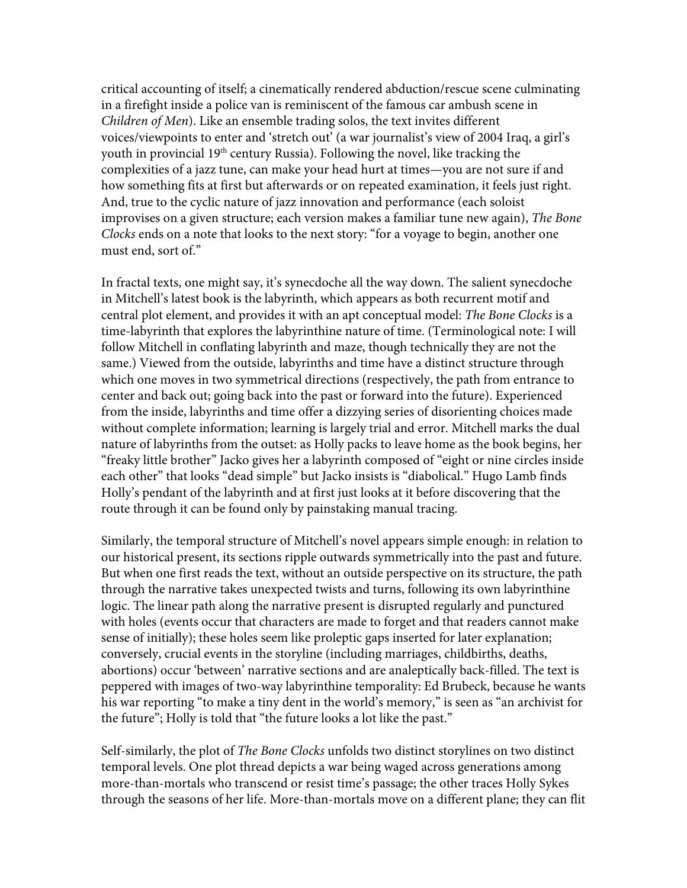critical accounting of itself; a cinematically rendered abduction/rescue scene culminating in a firefight inside a police van is reminiscent of the famous car ambush scene in *Children of Men*). Like an ensemble trading solos, the text invites different voices/viewpoints to enter and 'stretch out' (a war journalist's view of 2004 Iraq, a girl's youth in provincial 19th century Russia). Following the novel, like tracking the complexities of a jazz tune, can make your head hurt at times—you are not sure if and how something fits at first but afterwards or on repeated examination, it feels just right. And, true to the cyclic nature of jazz innovation and performance (each soloist improvises on a given structure; each version makes a familiar tune new again), *The Bone Clocks* ends on a note that looks to the next story: "for a voyage to begin, another one must end, sort of."

In fractal texts, one might say, it's synecdoche all the way down. The salient synecdoche in Mitchell's latest book is the labyrinth, which appears as both recurrent motif and central plot element, and provides it with an apt conceptual model: *The Bone Clocks* is a time-labyrinth that explores the labyrinthine nature of time. (Terminological note: I will follow Mitchell in conflating labyrinth and maze, though technically they are not the same.) Viewed from the outside, labyrinths and time have a distinct structure through which one moves in two symmetrical directions (respectively, the path from entrance to center and back out; going back into the past or forward into the future). Experienced from the inside, labyrinths and time offer a dizzying series of disorienting choices made without complete information; learning is largely trial and error. Mitchell marks the dual nature of labyrinths from the outset: as Holly packs to leave home as the book begins, her "freaky little brother" Jacko gives her a labyrinth composed of "eight or nine circles inside each other" that looks "dead simple" but Jacko insists is "diabolical." Hugo Lamb finds Holly's pendant of the labyrinth and at first just looks at it before discovering that the route through it can be found only by painstaking manual tracing.

Similarly, the temporal structure of Mitchell's novel appears simple enough: in relation to our historical present, its sections ripple outwards symmetrically into the past and future. But when one first reads the text, without an outside perspective on its structure, the path through the narrative takes unexpected twists and turns, following its own labyrinthine logic. The linear path along the narrative present is disrupted regularly and punctured with holes (events occur that characters are made to forget and that readers cannot make sense of initially); these holes seem like proleptic gaps inserted for later explanation; conversely, crucial events in the storyline (including marriages, childbirths, deaths, abortions) occur 'between' narrative sections and are analeptically back-filled. The text is peppered with images of two-way labyrinthine temporality: Ed Brubeck, because he wants his war reporting "to make a tiny dent in the world's memory," is seen as "an archivist for the future"; Holly is told that "the future looks a lot like the past."

Self-similarly, the plot of *The Bone Clocks* unfolds two distinct storylines on two distinct temporal levels. One plot thread depicts a war being waged across generations among more-than-mortals who transcend or resist time's passage; the other traces Holly Sykes through the seasons of her life. More-than-mortals move on a different plane; they can flit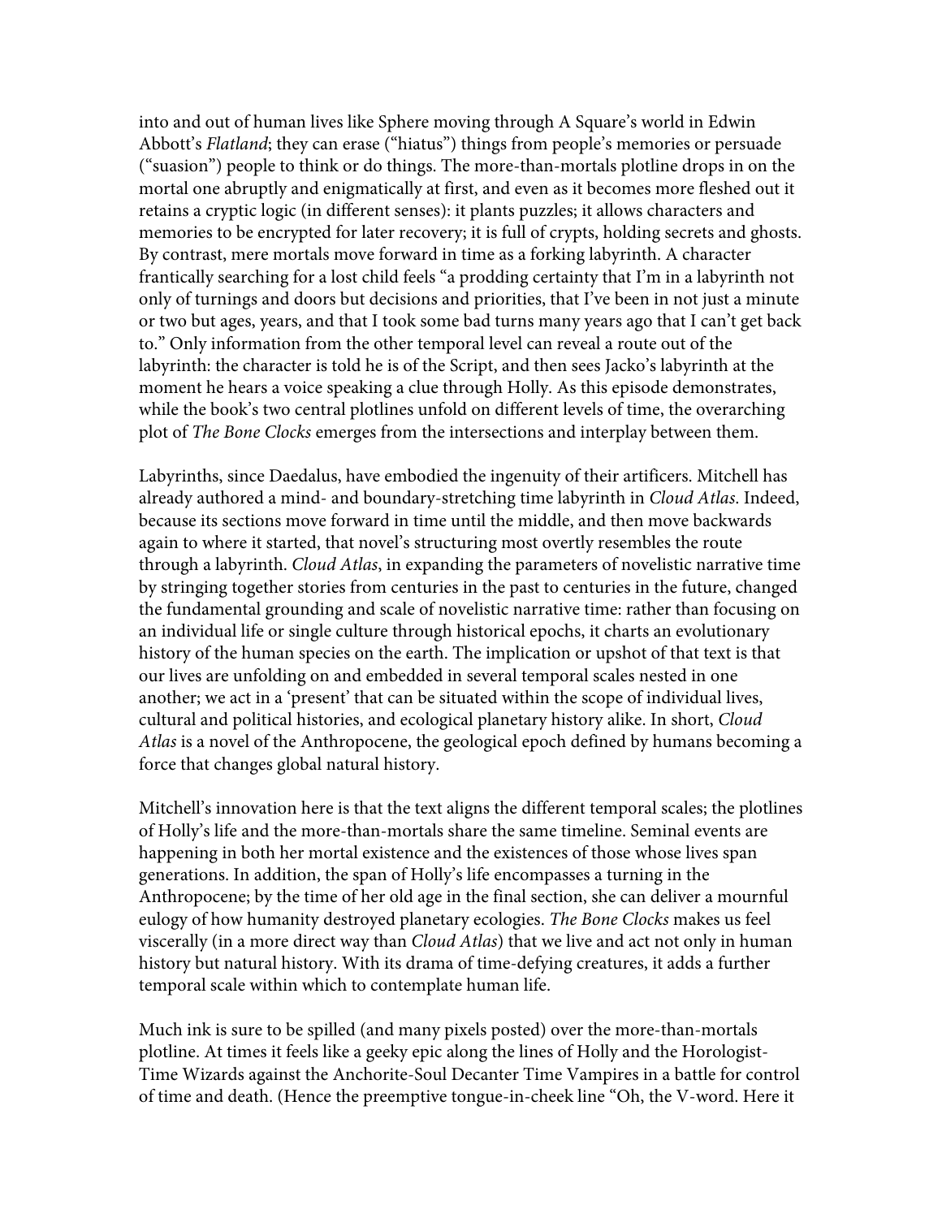into and out of human lives like Sphere moving through A Square's world in Edwin Abbott's *Flatland*; they can erase ("hiatus") things from people's memories or persuade ("suasion") people to think or do things. The more-than-mortals plotline drops in on the mortal one abruptly and enigmatically at first, and even as it becomes more fleshed out it retains a cryptic logic (in different senses): it plants puzzles; it allows characters and memories to be encrypted for later recovery; it is full of crypts, holding secrets and ghosts. By contrast, mere mortals move forward in time as a forking labyrinth. A character frantically searching for a lost child feels "a prodding certainty that I'm in a labyrinth not only of turnings and doors but decisions and priorities, that I've been in not just a minute or two but ages, years, and that I took some bad turns many years ago that I can't get back to." Only information from the other temporal level can reveal a route out of the labyrinth: the character is told he is of the Script, and then sees Jacko's labyrinth at the moment he hears a voice speaking a clue through Holly. As this episode demonstrates, while the book's two central plotlines unfold on different levels of time, the overarching plot of *The Bone Clocks* emerges from the intersections and interplay between them.

Labyrinths, since Daedalus, have embodied the ingenuity of their artificers. Mitchell has already authored a mind- and boundary-stretching time labyrinth in *Cloud Atlas*. Indeed, because its sections move forward in time until the middle, and then move backwards again to where it started, that novel's structuring most overtly resembles the route through a labyrinth. *Cloud Atlas*, in expanding the parameters of novelistic narrative time by stringing together stories from centuries in the past to centuries in the future, changed the fundamental grounding and scale of novelistic narrative time: rather than focusing on an individual life or single culture through historical epochs, it charts an evolutionary history of the human species on the earth. The implication or upshot of that text is that our lives are unfolding on and embedded in several temporal scales nested in one another; we act in a 'present' that can be situated within the scope of individual lives, cultural and political histories, and ecological planetary history alike. In short, *Cloud Atlas* is a novel of the Anthropocene, the geological epoch defined by humans becoming a force that changes global natural history.

Mitchell's innovation here is that the text aligns the different temporal scales; the plotlines of Holly's life and the more-than-mortals share the same timeline. Seminal events are happening in both her mortal existence and the existences of those whose lives span generations. In addition, the span of Holly's life encompasses a turning in the Anthropocene; by the time of her old age in the final section, she can deliver a mournful eulogy of how humanity destroyed planetary ecologies. *The Bone Clocks* makes us feel viscerally (in a more direct way than *Cloud Atlas*) that we live and act not only in human history but natural history. With its drama of time-defying creatures, it adds a further temporal scale within which to contemplate human life.

Much ink is sure to be spilled (and many pixels posted) over the more-than-mortals plotline. At times it feels like a geeky epic along the lines of Holly and the Horologist-Time Wizards against the Anchorite-Soul Decanter Time Vampires in a battle for control of time and death. (Hence the preemptive tongue-in-cheek line "Oh, the V-word. Here it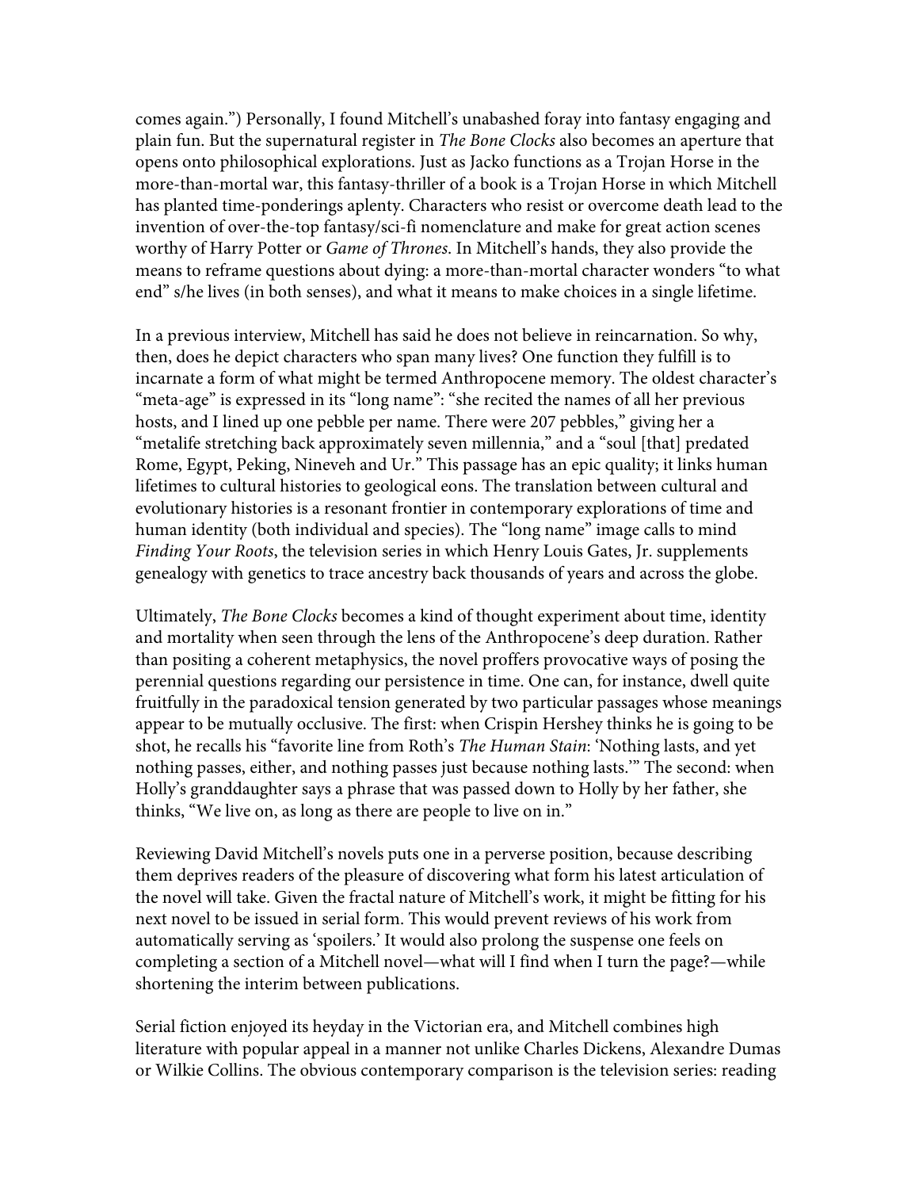comes again.") Personally, I found Mitchell's unabashed foray into fantasy engaging and plain fun. But the supernatural register in *The Bone Clocks* also becomes an aperture that opens onto philosophical explorations. Just as Jacko functions as a Trojan Horse in the more-than-mortal war, this fantasy-thriller of a book is a Trojan Horse in which Mitchell has planted time-ponderings aplenty. Characters who resist or overcome death lead to the invention of over-the-top fantasy/sci-fi nomenclature and make for great action scenes worthy of Harry Potter or *Game of Thrones*. In Mitchell's hands, they also provide the means to reframe questions about dying: a more-than-mortal character wonders "to what end" s/he lives (in both senses), and what it means to make choices in a single lifetime.

In a previous interview, Mitchell has said he does not believe in reincarnation. So why, then, does he depict characters who span many lives? One function they fulfill is to incarnate a form of what might be termed Anthropocene memory. The oldest character's "meta-age" is expressed in its "long name": "she recited the names of all her previous hosts, and I lined up one pebble per name. There were 207 pebbles," giving her a "metalife stretching back approximately seven millennia," and a "soul [that] predated Rome, Egypt, Peking, Nineveh and Ur." This passage has an epic quality; it links human lifetimes to cultural histories to geological eons. The translation between cultural and evolutionary histories is a resonant frontier in contemporary explorations of time and human identity (both individual and species). The "long name" image calls to mind *Finding Your Roots*, the television series in which Henry Louis Gates, Jr. supplements genealogy with genetics to trace ancestry back thousands of years and across the globe.

Ultimately, *The Bone Clocks* becomes a kind of thought experiment about time, identity and mortality when seen through the lens of the Anthropocene's deep duration. Rather than positing a coherent metaphysics, the novel proffers provocative ways of posing the perennial questions regarding our persistence in time. One can, for instance, dwell quite fruitfully in the paradoxical tension generated by two particular passages whose meanings appear to be mutually occlusive. The first: when Crispin Hershey thinks he is going to be shot, he recalls his "favorite line from Roth's *The Human Stain*: 'Nothing lasts, and yet nothing passes, either, and nothing passes just because nothing lasts.'" The second: when Holly's granddaughter says a phrase that was passed down to Holly by her father, she thinks, "We live on, as long as there are people to live on in."

Reviewing David Mitchell's novels puts one in a perverse position, because describing them deprives readers of the pleasure of discovering what form his latest articulation of the novel will take. Given the fractal nature of Mitchell's work, it might be fitting for his next novel to be issued in serial form. This would prevent reviews of his work from automatically serving as 'spoilers.' It would also prolong the suspense one feels on completing a section of a Mitchell novel—what will I find when I turn the page?—while shortening the interim between publications.

Serial fiction enjoyed its heyday in the Victorian era, and Mitchell combines high literature with popular appeal in a manner not unlike Charles Dickens, Alexandre Dumas or Wilkie Collins. The obvious contemporary comparison is the television series: reading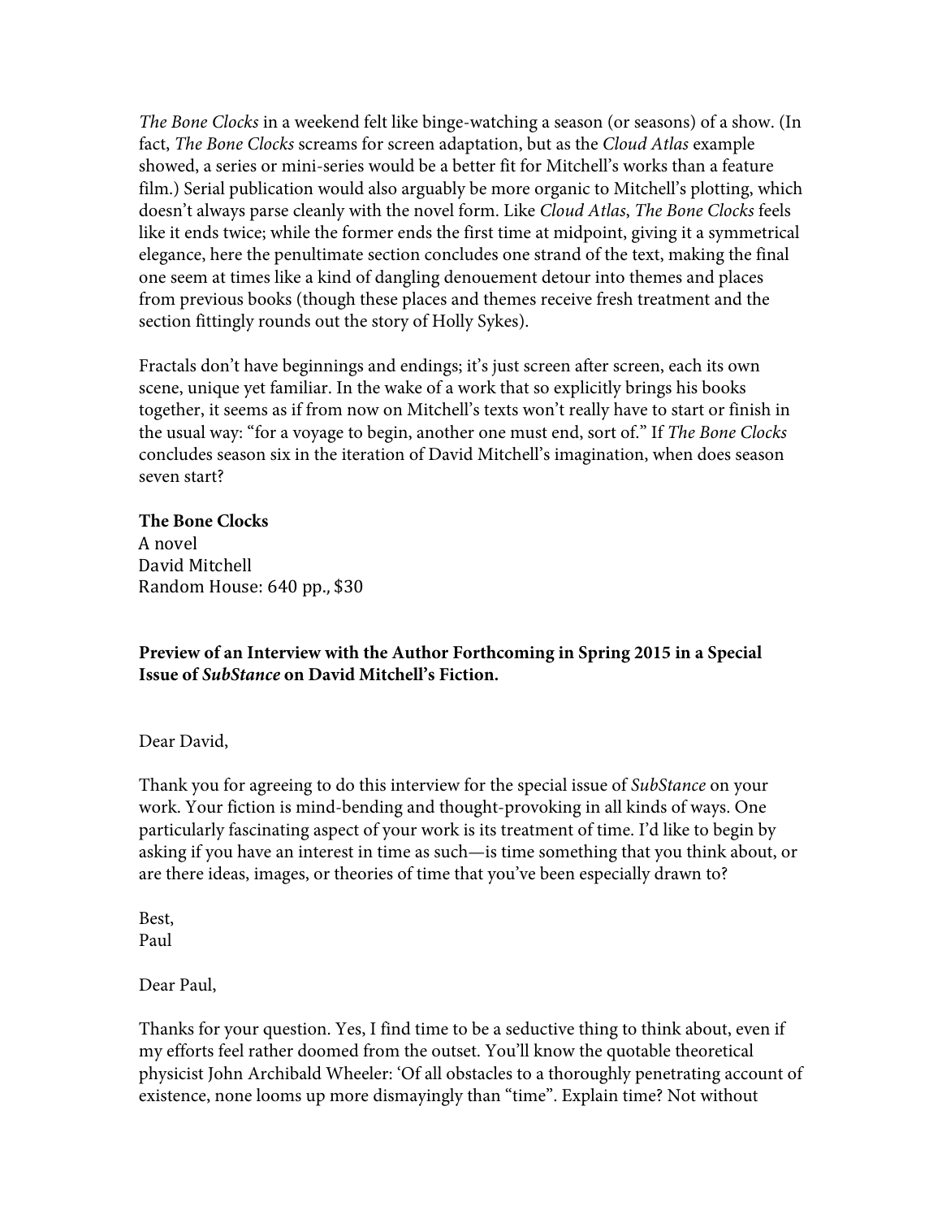*The Bone Clocks* in a weekend felt like binge-watching a season (or seasons) of a show. (In fact, *The Bone Clocks* screams for screen adaptation, but as the *Cloud Atlas* example showed, a series or mini-series would be a better fit for Mitchell's works than a feature film.) Serial publication would also arguably be more organic to Mitchell's plotting, which doesn't always parse cleanly with the novel form. Like *Cloud Atlas*, *The Bone Clocks* feels like it ends twice; while the former ends the first time at midpoint, giving it a symmetrical elegance, here the penultimate section concludes one strand of the text, making the final one seem at times like a kind of dangling denouement detour into themes and places from previous books (though these places and themes receive fresh treatment and the section fittingly rounds out the story of Holly Sykes).

Fractals don't have beginnings and endings; it's just screen after screen, each its own scene, unique yet familiar. In the wake of a work that so explicitly brings his books together, it seems as if from now on Mitchell's texts won't really have to start or finish in the usual way: "for a voyage to begin, another one must end, sort of." If *The Bone Clocks* concludes season six in the iteration of David Mitchell's imagination, when does season seven start?

**The Bone Clocks**
A novel
David Mitchell
Random House: 640 pp., $30

**Preview of an Interview with the Author Forthcoming in Spring 2015 in a Special Issue of *SubStance* on David Mitchell's Fiction.**

Dear David,

Thank you for agreeing to do this interview for the special issue of *SubStance* on your work. Your fiction is mind-bending and thought-provoking in all kinds of ways. One particularly fascinating aspect of your work is its treatment of time. I'd like to begin by asking if you have an interest in time as such—is time something that you think about, or are there ideas, images, or theories of time that you've been especially drawn to?

Best,
Paul

Dear Paul,

Thanks for your question. Yes, I find time to be a seductive thing to think about, even if my efforts feel rather doomed from the outset. You'll know the quotable theoretical physicist John Archibald Wheeler: 'Of all obstacles to a thoroughly penetrating account of existence, none looms up more dismayingly than "time". Explain time? Not without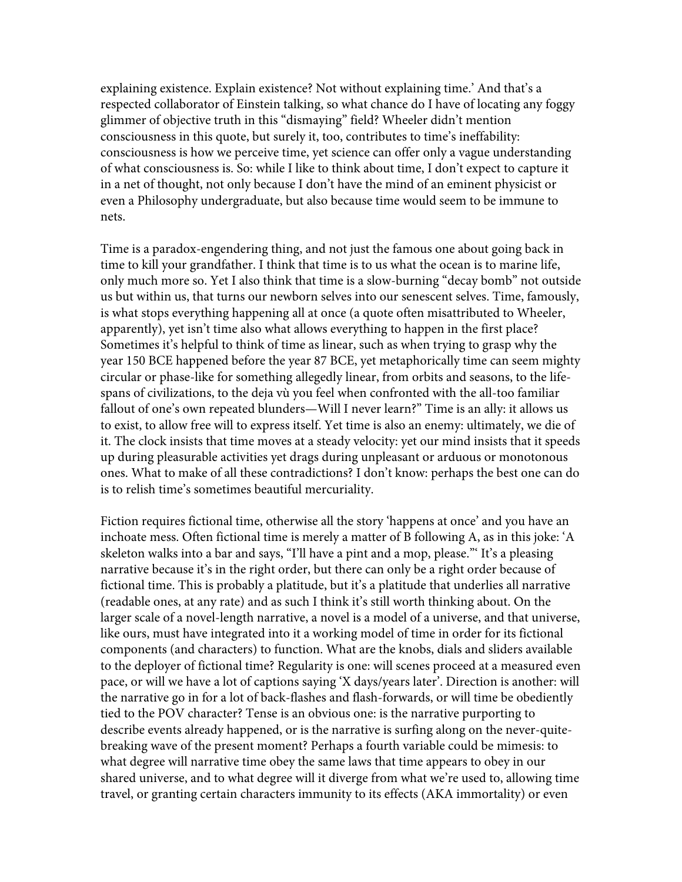explaining existence. Explain existence? Not without explaining time.' And that's a respected collaborator of Einstein talking, so what chance do I have of locating any foggy glimmer of objective truth in this "dismaying" field? Wheeler didn't mention consciousness in this quote, but surely it, too, contributes to time's ineffability: consciousness is how we perceive time, yet science can offer only a vague understanding of what consciousness is. So: while I like to think about time, I don't expect to capture it in a net of thought, not only because I don't have the mind of an eminent physicist or even a Philosophy undergraduate, but also because time would seem to be immune to nets.

Time is a paradox-engendering thing, and not just the famous one about going back in time to kill your grandfather. I think that time is to us what the ocean is to marine life, only much more so. Yet I also think that time is a slow-burning "decay bomb" not outside us but within us, that turns our newborn selves into our senescent selves. Time, famously, is what stops everything happening all at once (a quote often misattributed to Wheeler, apparently), yet isn't time also what allows everything to happen in the first place? Sometimes it's helpful to think of time as linear, such as when trying to grasp why the year 150 BCE happened before the year 87 BCE, yet metaphorically time can seem mighty circular or phase-like for something allegedly linear, from orbits and seasons, to the life-spans of civilizations, to the deja vù you feel when confronted with the all-too familiar fallout of one's own repeated blunders—Will I never learn?" Time is an ally: it allows us to exist, to allow free will to express itself. Yet time is also an enemy: ultimately, we die of it. The clock insists that time moves at a steady velocity: yet our mind insists that it speeds up during pleasurable activities yet drags during unpleasant or arduous or monotonous ones. What to make of all these contradictions? I don't know: perhaps the best one can do is to relish time's sometimes beautiful mercuriality.

Fiction requires fictional time, otherwise all the story 'happens at once' and you have an inchoate mess. Often fictional time is merely a matter of B following A, as in this joke: 'A skeleton walks into a bar and says, "I'll have a pint and a mop, please."' It's a pleasing narrative because it's in the right order, but there can only be a right order because of fictional time. This is probably a platitude, but it's a platitude that underlies all narrative (readable ones, at any rate) and as such I think it's still worth thinking about. On the larger scale of a novel-length narrative, a novel is a model of a universe, and that universe, like ours, must have integrated into it a working model of time in order for its fictional components (and characters) to function. What are the knobs, dials and sliders available to the deployer of fictional time? Regularity is one: will scenes proceed at a measured even pace, or will we have a lot of captions saying 'X days/years later'. Direction is another: will the narrative go in for a lot of back-flashes and flash-forwards, or will time be obediently tied to the POV character? Tense is an obvious one: is the narrative purporting to describe events already happened, or is the narrative is surfing along on the never-quite-breaking wave of the present moment? Perhaps a fourth variable could be mimesis: to what degree will narrative time obey the same laws that time appears to obey in our shared universe, and to what degree will it diverge from what we're used to, allowing time travel, or granting certain characters immunity to its effects (AKA immortality) or even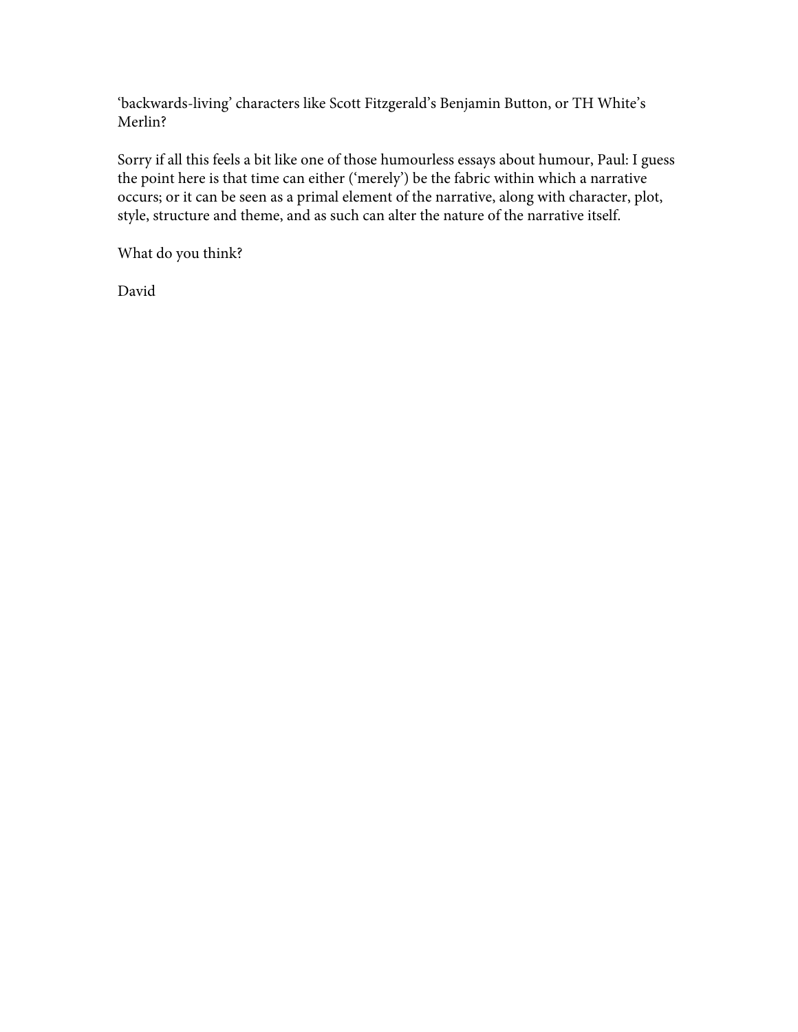'backwards-living' characters like Scott Fitzgerald's Benjamin Button, or TH White's Merlin?

Sorry if all this feels a bit like one of those humourless essays about humour, Paul: I guess the point here is that time can either ('merely') be the fabric within which a narrative occurs; or it can be seen as a primal element of the narrative, along with character, plot, style, structure and theme, and as such can alter the nature of the narrative itself.

What do you think?

David